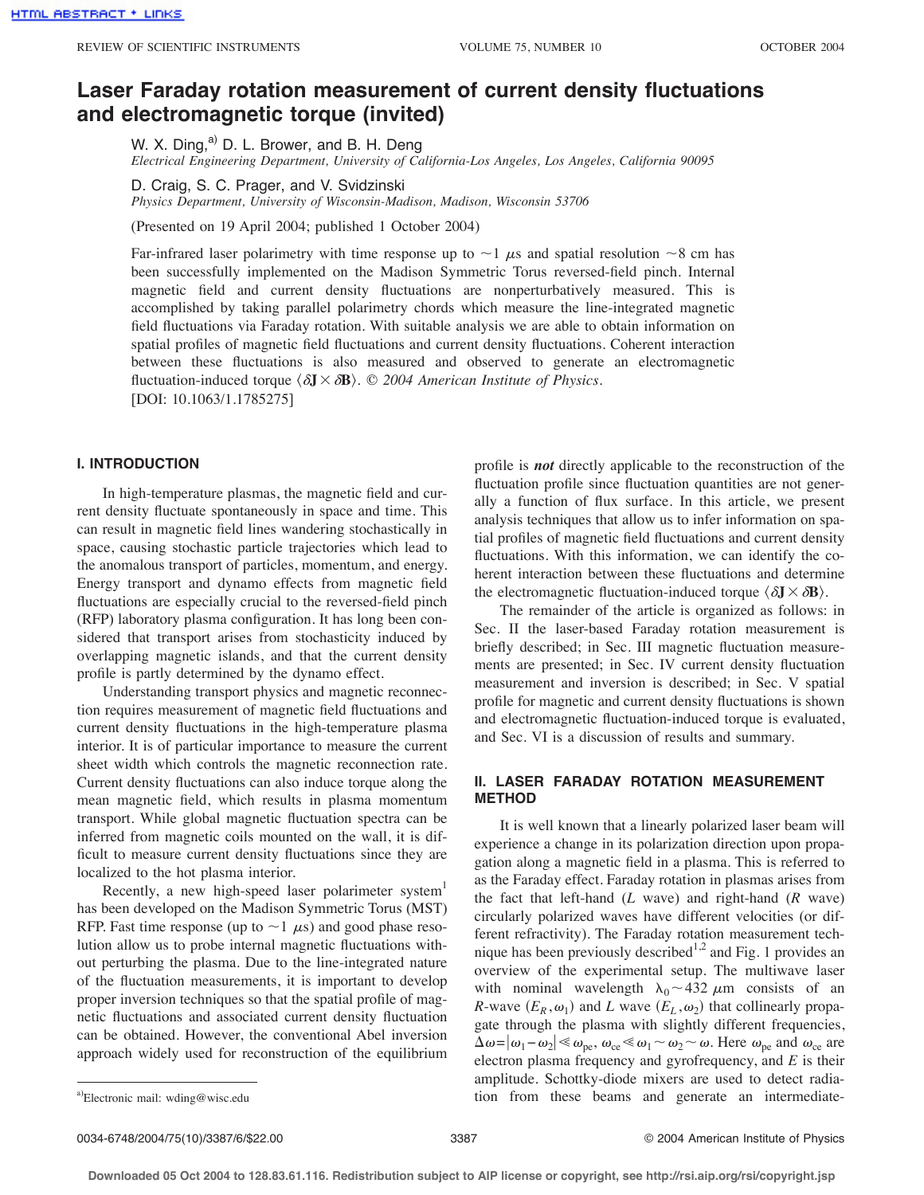# Laser Faraday rotation measurement of current density fluctuations and electromagnetic torque (invited)

W. X. Ding,[a] D. L. Brower, and B. H. Deng
*Electrical Engineering Department, University of California-Los Angeles, Los Angeles, California 90095*

D. Craig, S. C. Prager, and V. Svidzinski
*Physics Department, University of Wisconsin-Madison, Madison, Wisconsin 53706*

(Presented on 19 April 2004; published 1 October 2004)

Far-infrared laser polarimetry with time response up to $\sim 1\ \mu$s and spatial resolution $\sim 8$ cm has been successfully implemented on the Madison Symmetric Torus reversed-field pinch. Internal magnetic field and current density fluctuations are nonperturbatively measured. This is accomplished by taking parallel polarimetry chords which measure the line-integrated magnetic field fluctuations via Faraday rotation. With suitable analysis we are able to obtain information on spatial profiles of magnetic field fluctuations and current density fluctuations. Coherent interaction between these fluctuations is also measured and observed to generate an electromagnetic fluctuation-induced torque $\langle \delta\mathbf{J} \times \delta\mathbf{B} \rangle$. *© 2004 American Institute of Physics.*
[DOI: 10.1063/1.1785275]

## I. INTRODUCTION

In high-temperature plasmas, the magnetic field and current density fluctuate spontaneously in space and time. This can result in magnetic field lines wandering stochastically in space, causing stochastic particle trajectories which lead to the anomalous transport of particles, momentum, and energy. Energy transport and dynamo effects from magnetic field fluctuations are especially crucial to the reversed-field pinch (RFP) laboratory plasma configuration. It has long been considered that transport arises from stochasticity induced by overlapping magnetic islands, and that the current density profile is partly determined by the dynamo effect.

Understanding transport physics and magnetic reconnection requires measurement of magnetic field fluctuations and current density fluctuations in the high-temperature plasma interior. It is of particular importance to measure the current sheet width which controls the magnetic reconnection rate. Current density fluctuations can also induce torque along the mean magnetic field, which results in plasma momentum transport. While global magnetic fluctuation spectra can be inferred from magnetic coils mounted on the wall, it is difficult to measure current density fluctuations since they are localized to the hot plasma interior.

Recently, a new high-speed laser polarimeter system[1] has been developed on the Madison Symmetric Torus (MST) RFP. Fast time response (up to $\sim 1\ \mu$s) and good phase resolution allow us to probe internal magnetic fluctuations without perturbing the plasma. Due to the line-integrated nature of the fluctuation measurements, it is important to develop proper inversion techniques so that the spatial profile of magnetic fluctuations and associated current density fluctuation can be obtained. However, the conventional Abel inversion approach widely used for reconstruction of the equilibrium profile is ***not*** directly applicable to the reconstruction of the fluctuation profile since fluctuation quantities are not generally a function of flux surface. In this article, we present analysis techniques that allow us to infer information on spatial profiles of magnetic field fluctuations and current density fluctuations. With this information, we can identify the coherent interaction between these fluctuations and determine the electromagnetic fluctuation-induced torque $\langle \delta\mathbf{J} \times \delta\mathbf{B} \rangle$.

The remainder of the article is organized as follows: in Sec. II the laser-based Faraday rotation measurement is briefly described; in Sec. III magnetic fluctuation measurements are presented; in Sec. IV current density fluctuation measurement and inversion is described; in Sec. V spatial profile for magnetic and current density fluctuations is shown and electromagnetic fluctuation-induced torque is evaluated, and Sec. VI is a discussion of results and summary.

## II. LASER FARADAY ROTATION MEASUREMENT METHOD

It is well known that a linearly polarized laser beam will experience a change in its polarization direction upon propagation along a magnetic field in a plasma. This is referred to as the Faraday effect. Faraday rotation in plasmas arises from the fact that left-hand ($L$ wave) and right-hand ($R$ wave) circularly polarized waves have different velocities (or different refractivity). The Faraday rotation measurement technique has been previously described[1,2] and Fig. 1 provides an overview of the experimental setup. The multiwave laser with nominal wavelength $\lambda_0 \sim 432\ \mu$m consists of an $R$-wave $(E_R, \omega_1)$ and $L$ wave $(E_L, \omega_2)$ that collinearly propagate through the plasma with slightly different frequencies, $\Delta\omega = |\omega_1 - \omega_2| \ll \omega_{pe}$, $\omega_{ce} \ll \omega_1 \sim \omega_2 \sim \omega$. Here $\omega_{pe}$ and $\omega_{ce}$ are electron plasma frequency and gyrofrequency, and $E$ is their amplitude. Schottky-diode mixers are used to detect radiation from these beams and generate an intermediate-

[a]Electronic mail: wding@wisc.edu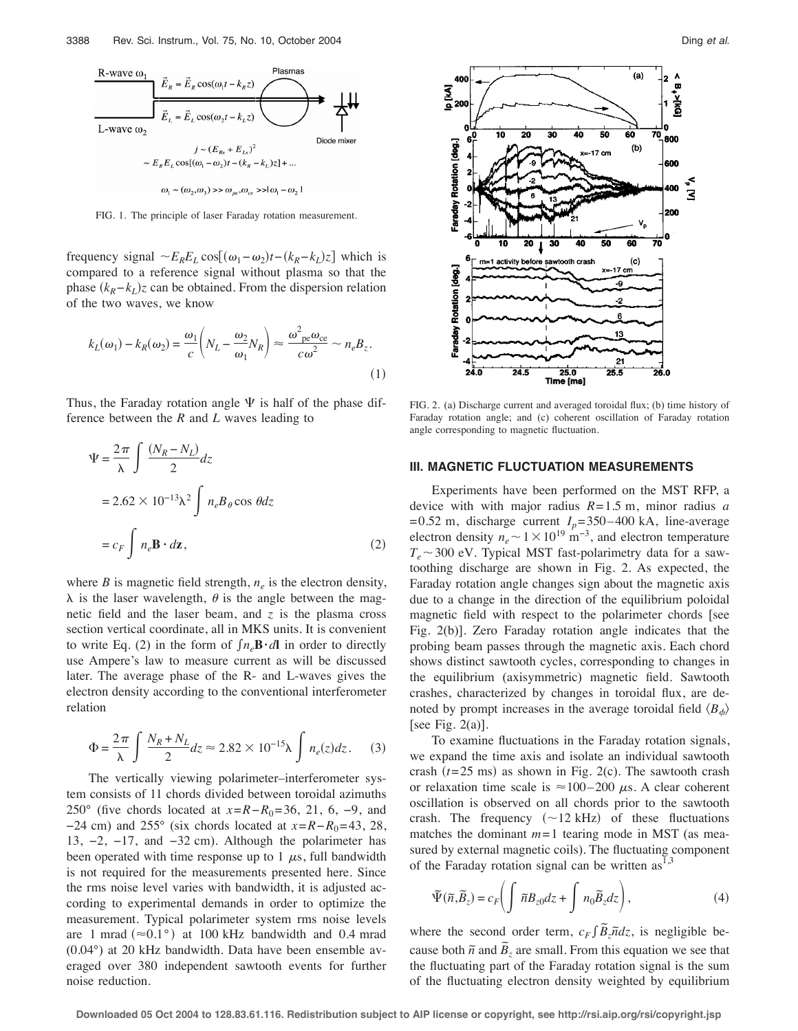FIG. 1. The principle of laser Faraday rotation measurement.

frequency signal $\sim E_R E_L \cos[(\omega_1-\omega_2)t-(k_R-k_L)z]$ which is compared to a reference signal without plasma so that the phase $(k_R-k_L)z$ can be obtained. From the dispersion relation of the two waves, we know

$$k_L(\omega_1) - k_R(\omega_2) = \frac{\omega_1}{c}\left(N_L - \frac{\omega_2}{\omega_1}N_R\right) \approx \frac{\omega_{pe}^2\omega_{ce}}{c\omega^2} \sim n_e B_z. \tag{1}$$

Thus, the Faraday rotation angle $\Psi$ is half of the phase difference between the $R$ and $L$ waves leading to

$$\begin{aligned}\Psi &= \frac{2\pi}{\lambda}\int \frac{(N_R - N_L)}{2}dz \\ &= 2.62 \times 10^{-13}\lambda^2 \int n_e B_\theta \cos\theta dz \\ &= c_F \int n_e \mathbf{B}\cdot d\mathbf{z},\end{aligned} \tag{2}$$

where $B$ is magnetic field strength, $n_e$ is the electron density, $\lambda$ is the laser wavelength, $\theta$ is the angle between the magnetic field and the laser beam, and $z$ is the plasma cross section vertical coordinate, all in MKS units. It is convenient to write Eq. (2) in the form of $\int n_e \mathbf{B}\cdot d\mathbf{l}$ in order to directly use Ampere's law to measure current as will be discussed later. The average phase of the R- and L-waves gives the electron density according to the conventional interferometer relation

$$\Phi = \frac{2\pi}{\lambda}\int \frac{N_R + N_L}{2}dz \approx 2.82 \times 10^{-15}\lambda \int n_e(z)dz. \tag{3}$$

The vertically viewing polarimeter–interferometer system consists of 11 chords divided between toroidal azimuths 250° (five chords located at $x=R-R_0=36$, 21, 6, −9, and −24 cm) and 255° (six chords located at $x=R-R_0=43$, 28, 13, −2, −17, and −32 cm). Although the polarimeter has been operated with time response up to 1 $\mu$s, full bandwidth is not required for the measurements presented here. Since the rms noise level varies with bandwidth, it is adjusted according to experimental demands in order to optimize the measurement. Typical polarimeter system rms noise levels are 1 mrad ($\approx 0.1°$) at 100 kHz bandwidth and 0.4 mrad (0.04°) at 20 kHz bandwidth. Data have been ensemble averaged over 380 independent sawtooth events for further noise reduction.

FIG. 2. (a) Discharge current and averaged toroidal flux; (b) time history of Faraday rotation angle; and (c) coherent oscillation of Faraday rotation angle corresponding to magnetic fluctuation.

## III. MAGNETIC FLUCTUATION MEASUREMENTS

Experiments have been performed on the MST RFP, a device with with major radius $R=1.5$ m, minor radius $a=0.52$ m, discharge current $I_p=350$–400 kA, line-average electron density $n_e \sim 1\times 10^{19}$ m$^{-3}$, and electron temperature $T_e \sim 300$ eV. Typical MST fast-polarimetry data for a sawtoothing discharge are shown in Fig. 2. As expected, the Faraday rotation angle changes sign about the magnetic axis due to a change in the direction of the equilibrium poloidal magnetic field with respect to the polarimeter chords [see Fig. 2(b)]. Zero Faraday rotation angle indicates that the probing beam passes through the magnetic axis. Each chord shows distinct sawtooth cycles, corresponding to changes in the equilibrium (axisymmetric) magnetic field. Sawtooth crashes, characterized by changes in toroidal flux, are denoted by prompt increases in the average toroidal field $\langle B_\phi \rangle$ [see Fig. 2(a)].

To examine fluctuations in the Faraday rotation signals, we expand the time axis and isolate an individual sawtooth crash ($t=25$ ms) as shown in Fig. 2(c). The sawtooth crash or relaxation time scale is $\approx 100$–200 $\mu$s. A clear coherent oscillation is observed on all chords prior to the sawtooth crash. The frequency ($\sim 12$ kHz) of these fluctuations matches the dominant $m=1$ tearing mode in MST (as measured by external magnetic coils). The fluctuating component of the Faraday rotation signal can be written as[1,3]

$$\tilde{\Psi}(\tilde{n},\tilde{B}_z) = c_F\left(\int \tilde{n}B_{z0}dz + \int n_0\tilde{B}_z dz\right), \tag{4}$$

where the second order term, $c_F\int \tilde{B}_z\tilde{n}dz$, is negligible because both $\tilde{n}$ and $\tilde{B}_z$ are small. From this equation we see that the fluctuating part of the Faraday rotation signal is the sum of the fluctuating electron density weighted by equilibrium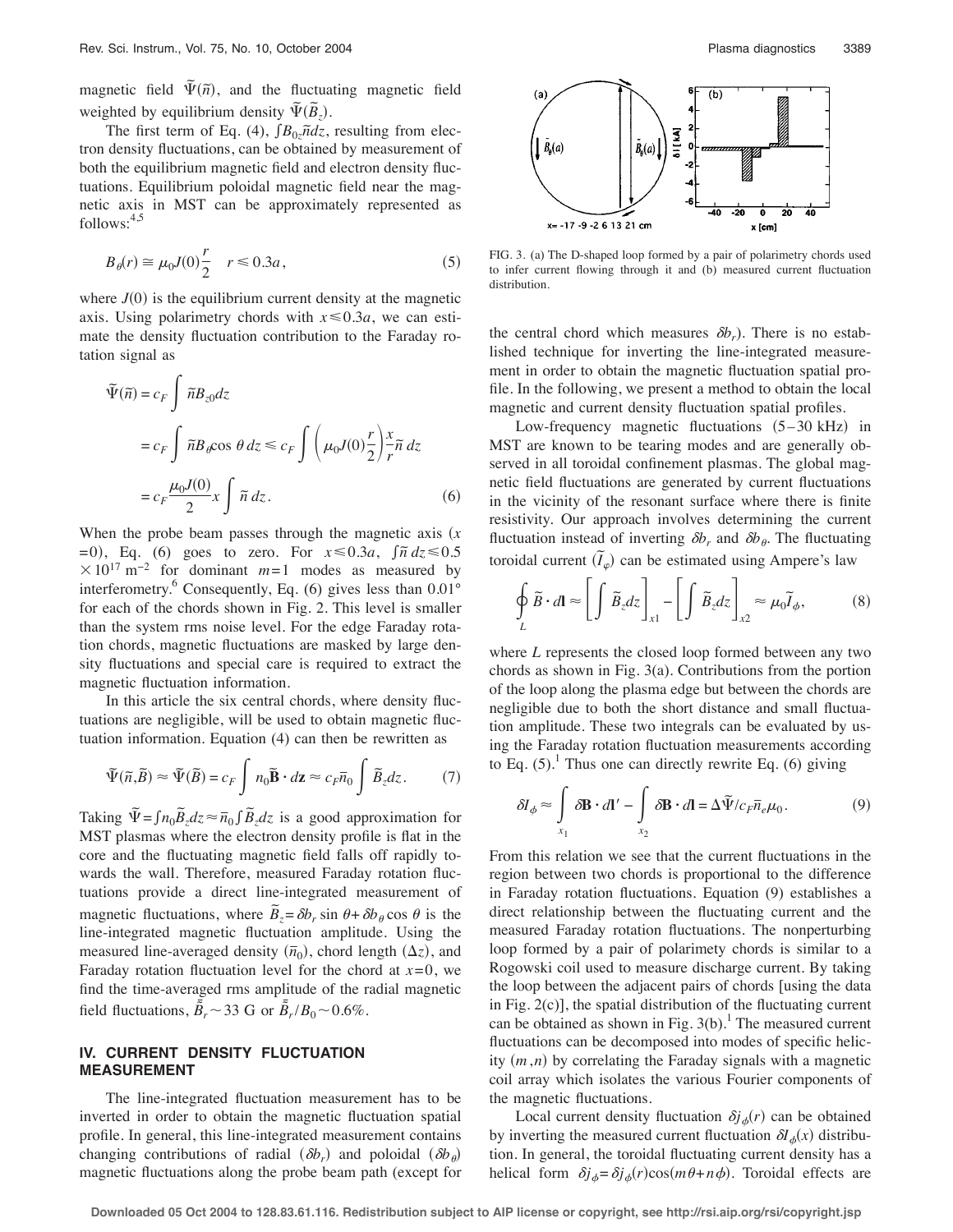magnetic field $\tilde{\Psi}(\tilde{n})$, and the fluctuating magnetic field weighted by equilibrium density $\tilde{\Psi}(\tilde{B}_z)$.

The first term of Eq. (4), $\int B_{0z}\tilde{n}dz$, resulting from electron density fluctuations, can be obtained by measurement of both the equilibrium magnetic field and electron density fluctuations. Equilibrium poloidal magnetic field near the magnetic axis in MST can be approximately represented as follows:[4,5]

$$B_\theta(r) \cong \mu_0 J(0)\frac{r}{2} \quad r \leq 0.3a, \tag{5}$$

where $J(0)$ is the equilibrium current density at the magnetic axis. Using polarimetry chords with $x \leq 0.3a$, we can estimate the density fluctuation contribution to the Faraday rotation signal as

$$\begin{aligned}
\tilde{\Psi}(\tilde{n}) &= c_F \int \tilde{n} B_{z0} dz \\
&= c_F \int \tilde{n} B_\theta \cos\theta \, dz \leq c_F \int \left(\mu_0 J(0)\frac{r}{2}\right)\frac{x}{r}\tilde{n}\, dz \\
&= c_F \frac{\mu_0 J(0)}{2} x \int \tilde{n}\, dz.
\end{aligned} \tag{6}$$

When the probe beam passes through the magnetic axis ($x = 0$), Eq. (6) goes to zero. For $x \leq 0.3a$, $\int \tilde{n}\, dz \leq 0.5 \times 10^{17}\ \mathrm{m}^{-2}$ for dominant $m=1$ modes as measured by interferometry.[6] Consequently, Eq. (6) gives less than 0.01° for each of the chords shown in Fig. 2. This level is smaller than the system rms noise level. For the edge Faraday rotation chords, magnetic fluctuations are masked by large density fluctuations and special care is required to extract the magnetic fluctuation information.

In this article the six central chords, where density fluctuations are negligible, will be used to obtain magnetic fluctuation information. Equation (4) can then be rewritten as

$$\tilde{\Psi}(\tilde{n},\tilde{B}) \approx \tilde{\Psi}(\tilde{B}) = c_F \int n_0 \tilde{\mathbf{B}} \cdot d\mathbf{z} \approx c_F \bar{n}_0 \int \tilde{B}_z dz. \tag{7}$$

Taking $\tilde{\Psi} = \int n_0 \tilde{B}_z dz \approx \bar{n}_0 \int \tilde{B}_z dz$ is a good approximation for MST plasmas where the electron density profile is flat in the core and the fluctuating magnetic field falls off rapidly towards the wall. Therefore, measured Faraday rotation fluctuations provide a direct line-integrated measurement of magnetic fluctuations, where $\tilde{B}_z = \delta b_r \sin\theta + \delta b_\theta \cos\theta$ is the line-integrated magnetic fluctuation amplitude. Using the measured line-averaged density ($\bar{n}_0$), chord length ($\Delta z$), and Faraday rotation fluctuation level for the chord at $x=0$, we find the time-averaged rms amplitude of the radial magnetic field fluctuations, $\bar{\tilde{B}}_r \sim 33$ G or $\bar{\tilde{B}}_r/B_0 \sim 0.6\%$.

## IV. CURRENT DENSITY FLUCTUATION MEASUREMENT

The line-integrated fluctuation measurement has to be inverted in order to obtain the magnetic fluctuation spatial profile. In general, this line-integrated measurement contains changing contributions of radial ($\delta b_r$) and poloidal ($\delta b_\theta$) magnetic fluctuations along the probe beam path (except for the central chord which measures $\delta b_r$). There is no established technique for inverting the line-integrated measurement in order to obtain the magnetic fluctuation spatial profile. In the following, we present a method to obtain the local magnetic and current density fluctuation spatial profiles.

FIG. 3. (a) The D-shaped loop formed by a pair of polarimetry chords used to infer current flowing through it and (b) measured current fluctuation distribution.

Low-frequency magnetic fluctuations (5–30 kHz) in MST are known to be tearing modes and are generally observed in all toroidal confinement plasmas. The global magnetic field fluctuations are generated by current fluctuations in the vicinity of the resonant surface where there is finite resistivity. Our approach involves determining the current fluctuation instead of inverting $\delta b_r$ and $\delta b_\theta$. The fluctuating toroidal current ($\tilde{I}_\varphi$) can be estimated using Ampere's law

$$\oint_L \tilde{B} \cdot d\mathbf{l} \approx \left[\int \tilde{B}_z dz\right]_{x1} - \left[\int \tilde{B}_z dz\right]_{x2} \approx \mu_0 \tilde{I}_\phi, \tag{8}$$

where $L$ represents the closed loop formed between any two chords as shown in Fig. 3(a). Contributions from the portion of the loop along the plasma edge but between the chords are negligible due to both the short distance and small fluctuation amplitude. These two integrals can be evaluated by using the Faraday rotation fluctuation measurements according to Eq. (5).[1] Thus one can directly rewrite Eq. (6) giving

$$\delta I_\phi \approx \int_{x_1} \delta\mathbf{B} \cdot d\mathbf{l}' - \int_{x_2} \delta\mathbf{B} \cdot d\mathbf{l} = \Delta\tilde{\Psi}/c_F \bar{n}_e \mu_0. \tag{9}$$

From this relation we see that the current fluctuations in the region between two chords is proportional to the difference in Faraday rotation fluctuations. Equation (9) establishes a direct relationship between the fluctuating current and the measured Faraday rotation fluctuations. The nonperturbing loop formed by a pair of polarimetry chords is similar to a Rogowski coil used to measure discharge current. By taking the loop between the adjacent pairs of chords [using the data in Fig. 2(c)], the spatial distribution of the fluctuating current can be obtained as shown in Fig. 3(b).[1] The measured current fluctuations can be decomposed into modes of specific helicity $(m,n)$ by correlating the Faraday signals with a magnetic coil array which isolates the various Fourier components of the magnetic fluctuations.

Local current density fluctuation $\delta j_\phi(r)$ can be obtained by inverting the measured current fluctuation $\delta I_\phi(x)$ distribution. In general, the toroidal fluctuating current density has a helical form $\delta j_\phi = \delta j_\phi(r)\cos(m\theta + n\phi)$. Toroidal effects are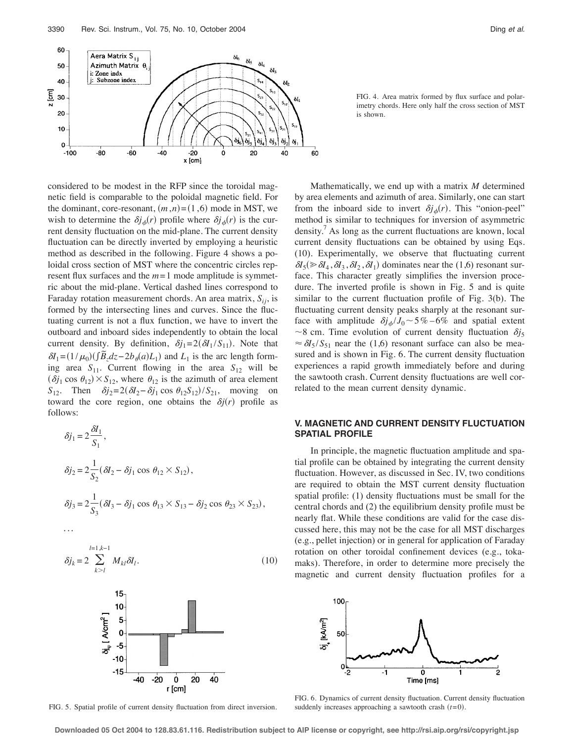FIG. 4. Area matrix formed by flux surface and polarimetry chords. Here only half the cross section of MST is shown.

considered to be modest in the RFP since the toroidal magnetic field is comparable to the poloidal magnetic field. For the dominant, core-resonant, $(m,n)=(1,6)$ mode in MST, we wish to determine the $\delta j_\phi(r)$ profile where $\delta j_\phi(r)$ is the current density fluctuation on the mid-plane. The current density fluctuation can be directly inverted by employing a heuristic method as described in the following. Figure 4 shows a poloidal cross section of MST where the concentric circles represent flux surfaces and the $m=1$ mode amplitude is symmetric about the mid-plane. Vertical dashed lines correspond to Faraday rotation measurement chords. An area matrix, $S_{ij}$, is formed by the intersecting lines and curves. Since the fluctuating current is not a flux function, we have to invert the outboard and inboard sides independently to obtain the local current density. By definition, $\delta j_1 = 2(\delta I_1/S_{11})$. Note that $\delta I_1 = (1/\mu_0)(\int \tilde{B}_z dz - 2b_\theta(a)L_1)$ and $L_1$ is the arc length forming area $S_{11}$. Current flowing in the area $S_{12}$ will be $(\delta j_1 \cos\theta_{12})\times S_{12}$, where $\theta_{12}$ is the azimuth of area element $S_{12}$. Then $\delta j_2 = 2(\delta I_2 - \delta j_1 \cos\theta_{12} S_{12})/S_{21}$, moving on toward the core region, one obtains the $\delta j(r)$ profile as follows:

$$\delta j_1 = 2\frac{\delta I_1}{S_1},$$

$$\delta j_2 = 2\frac{1}{S_2}(\delta I_2 - \delta j_1 \cos\theta_{12} \times S_{12}),$$

$$\delta j_3 = 2\frac{1}{S_3}(\delta I_3 - \delta j_1 \cos\theta_{13} \times S_{13} - \delta j_2 \cos\theta_{23} \times S_{23}),$$

$$\ldots$$

$$\delta j_k = 2\sum_{k>l}^{l=1,k-1} M_{kl}\delta I_l. \tag{10}$$

FIG. 5. Spatial profile of current density fluctuation from direct inversion.

Mathematically, we end up with a matrix $M$ determined by area elements and azimuth of area. Similarly, one can start from the inboard side to invert $\delta j_\phi(r)$. This "onion-peel" method is similar to techniques for inversion of asymmetric density.[7] As long as the current fluctuations are known, local current density fluctuations can be obtained by using Eqs. (10). Experimentally, we observe that fluctuating current $\delta I_5 (\gg \delta I_4, \delta I_3, \delta I_2, \delta I_1)$ dominates near the (1,6) resonant surface. This character greatly simplifies the inversion procedure. The inverted profile is shown in Fig. 5 and is quite similar to the current fluctuation profile of Fig. 3(b). The fluctuating current density peaks sharply at the resonant surface with amplitude $\delta j_\phi/J_0 \sim 5\%-6\%$ and spatial extent $\sim 8$ cm. Time evolution of current density fluctuation $\delta j_5 \approx \delta I_5/S_{51}$ near the (1,6) resonant surface can also be measured and is shown in Fig. 6. The current density fluctuation experiences a rapid growth immediately before and during the sawtooth crash. Current density fluctuations are well correlated to the mean current density dynamic.

## V. MAGNETIC AND CURRENT DENSITY FLUCTUATION SPATIAL PROFILE

In principle, the magnetic fluctuation amplitude and spatial profile can be obtained by integrating the current density fluctuation. However, as discussed in Sec. IV, two conditions are required to obtain the MST current density fluctuation spatial profile: (1) density fluctuations must be small for the central chords and (2) the equilibrium density profile must be nearly flat. While these conditions are valid for the case discussed here, this may not be the case for all MST discharges (e.g., pellet injection) or in general for application of Faraday rotation on other toroidal confinement devices (e.g., tokamaks). Therefore, in order to determine more precisely the magnetic and current density fluctuation profiles for a

FIG. 6. Dynamics of current density fluctuation. Current density fluctuation suddenly increases approaching a sawtooth crash $(t=0)$.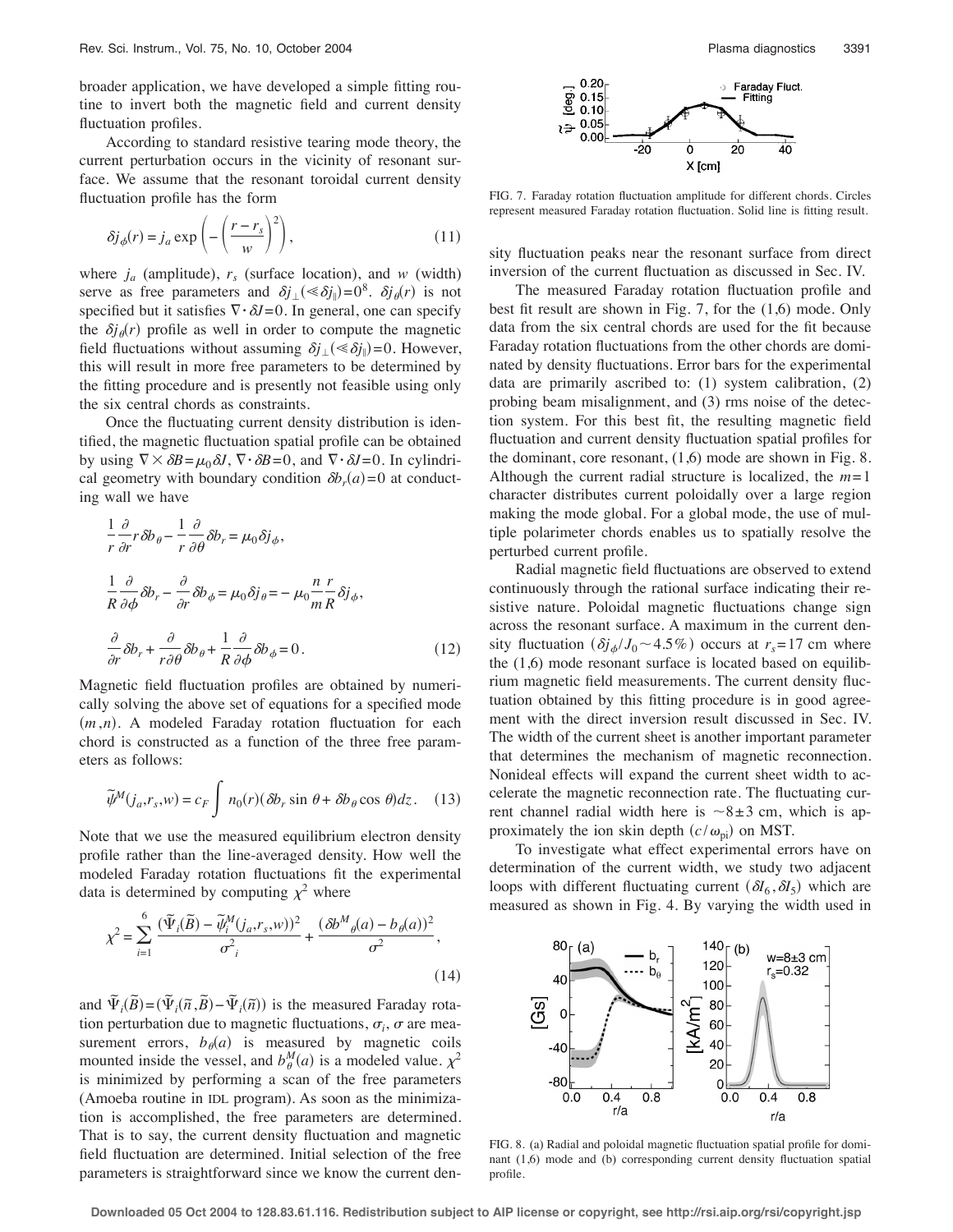broader application, we have developed a simple fitting routine to invert both the magnetic field and current density fluctuation profiles.

According to standard resistive tearing mode theory, the current perturbation occurs in the vicinity of resonant surface. We assume that the resonant toroidal current density fluctuation profile has the form

$$\delta j_\phi(r) = j_a \exp\left(-\left(\frac{r-r_s}{w}\right)^2\right), \tag{11}$$

where $j_a$ (amplitude), $r_s$ (surface location), and $w$ (width) serve as free parameters and $\delta j_\perp (\ll \delta j_\parallel) = 0^8$. $\delta j_\theta(r)$ is not specified but it satisfies $\nabla \cdot \delta J = 0$. In general, one can specify the $\delta j_\theta(r)$ profile as well in order to compute the magnetic field fluctuations without assuming $\delta j_\perp (\ll \delta j_\parallel) = 0$. However, this will result in more free parameters to be determined by the fitting procedure and is presently not feasible using only the six central chords as constraints.

Once the fluctuating current density distribution is identified, the magnetic fluctuation spatial profile can be obtained by using $\nabla \times \delta B = \mu_0 \delta J$, $\nabla \cdot \delta B = 0$, and $\nabla \cdot \delta J = 0$. In cylindrical geometry with boundary condition $\delta b_r(a) = 0$ at conducting wall we have

$$\frac{1}{r}\frac{\partial}{\partial r} r \delta b_\theta - \frac{1}{r}\frac{\partial}{\partial \theta}\delta b_r = \mu_0 \delta j_\phi,$$

$$\frac{1}{R}\frac{\partial}{\partial \phi}\delta b_r - \frac{\partial}{\partial r}\delta b_\phi = \mu_0 \delta j_\theta = -\mu_0 \frac{n}{m}\frac{r}{R}\delta j_\phi,$$

$$\frac{\partial}{\partial r}\delta b_r + \frac{\partial}{r \partial \theta}\delta b_\theta + \frac{1}{R}\frac{\partial}{\partial \phi}\delta b_\phi = 0. \tag{12}$$

Magnetic field fluctuation profiles are obtained by numerically solving the above set of equations for a specified mode $(m,n)$. A modeled Faraday rotation fluctuation for each chord is constructed as a function of the three free parameters as follows:

$$\tilde{\psi}^M(j_a, r_s, w) = c_F \int n_0(r)(\delta b_r \sin\theta + \delta b_\theta \cos\theta) dz. \tag{13}$$

Note that we use the measured equilibrium electron density profile rather than the line-averaged density. How well the modeled Faraday rotation fluctuations fit the experimental data is determined by computing $\chi^2$ where

$$\chi^2 = \sum_{i=1}^{6} \frac{(\tilde{\Psi}_i(\tilde{B}) - \tilde{\psi}_i^M(j_a, r_s, w))^2}{\sigma_i^2} + \frac{(\delta b^M{}_\theta(a) - b_\theta(a))^2}{\sigma^2}, \tag{14}$$

and $\tilde{\Psi}_i(\tilde{B}) = (\tilde{\Psi}_i(\tilde{n}, \tilde{B}) - \tilde{\Psi}_i(\tilde{n}))$ is the measured Faraday rotation perturbation due to magnetic fluctuations, $\sigma_i$, $\sigma$ are measurement errors, $b_\theta(a)$ is measured by magnetic coils mounted inside the vessel, and $b_\theta^M(a)$ is a modeled value. $\chi^2$ is minimized by performing a scan of the free parameters (Amoeba routine in IDL program). As soon as the minimization is accomplished, the free parameters are determined. That is to say, the current density fluctuation and magnetic field fluctuation are determined. Initial selection of the free parameters is straightforward since we know the current density fluctuation peaks near the resonant surface from direct inversion of the current fluctuation as discussed in Sec. IV.

FIG. 7. Faraday rotation fluctuation amplitude for different chords. Circles represent measured Faraday rotation fluctuation. Solid line is fitting result.

The measured Faraday rotation fluctuation profile and best fit result are shown in Fig. 7, for the (1,6) mode. Only data from the six central chords are used for the fit because Faraday rotation fluctuations from the other chords are dominated by density fluctuations. Error bars for the experimental data are primarily ascribed to: (1) system calibration, (2) probing beam misalignment, and (3) rms noise of the detection system. For this best fit, the resulting magnetic field fluctuation and current density fluctuation spatial profiles for the dominant, core resonant, (1,6) mode are shown in Fig. 8. Although the current radial structure is localized, the $m=1$ character distributes current poloidally over a large region making the mode global. For a global mode, the use of multiple polarimeter chords enables us to spatially resolve the perturbed current profile.

Radial magnetic field fluctuations are observed to extend continuously through the rational surface indicating their resistive nature. Poloidal magnetic fluctuations change sign across the resonant surface. A maximum in the current density fluctuation ($\delta j_\phi / J_0 \sim 4.5\%$) occurs at $r_s = 17$ cm where the (1,6) mode resonant surface is located based on equilibrium magnetic field measurements. The current density fluctuation obtained by this fitting procedure is in good agreement with the direct inversion result discussed in Sec. IV. The width of the current sheet is another important parameter that determines the mechanism of magnetic reconnection. Nonideal effects will expand the current sheet width to accelerate the magnetic reconnection rate. The fluctuating current channel radial width here is $\sim 8 \pm 3$ cm, which is approximately the ion skin depth $(c/\omega_{pi})$ on MST.

To investigate what effect experimental errors have on determination of the current width, we study two adjacent loops with different fluctuating current $(\delta I_6, \delta I_5)$ which are measured as shown in Fig. 4. By varying the width used in

FIG. 8. (a) Radial and poloidal magnetic fluctuation spatial profile for dominant (1,6) mode and (b) corresponding current density fluctuation spatial profile.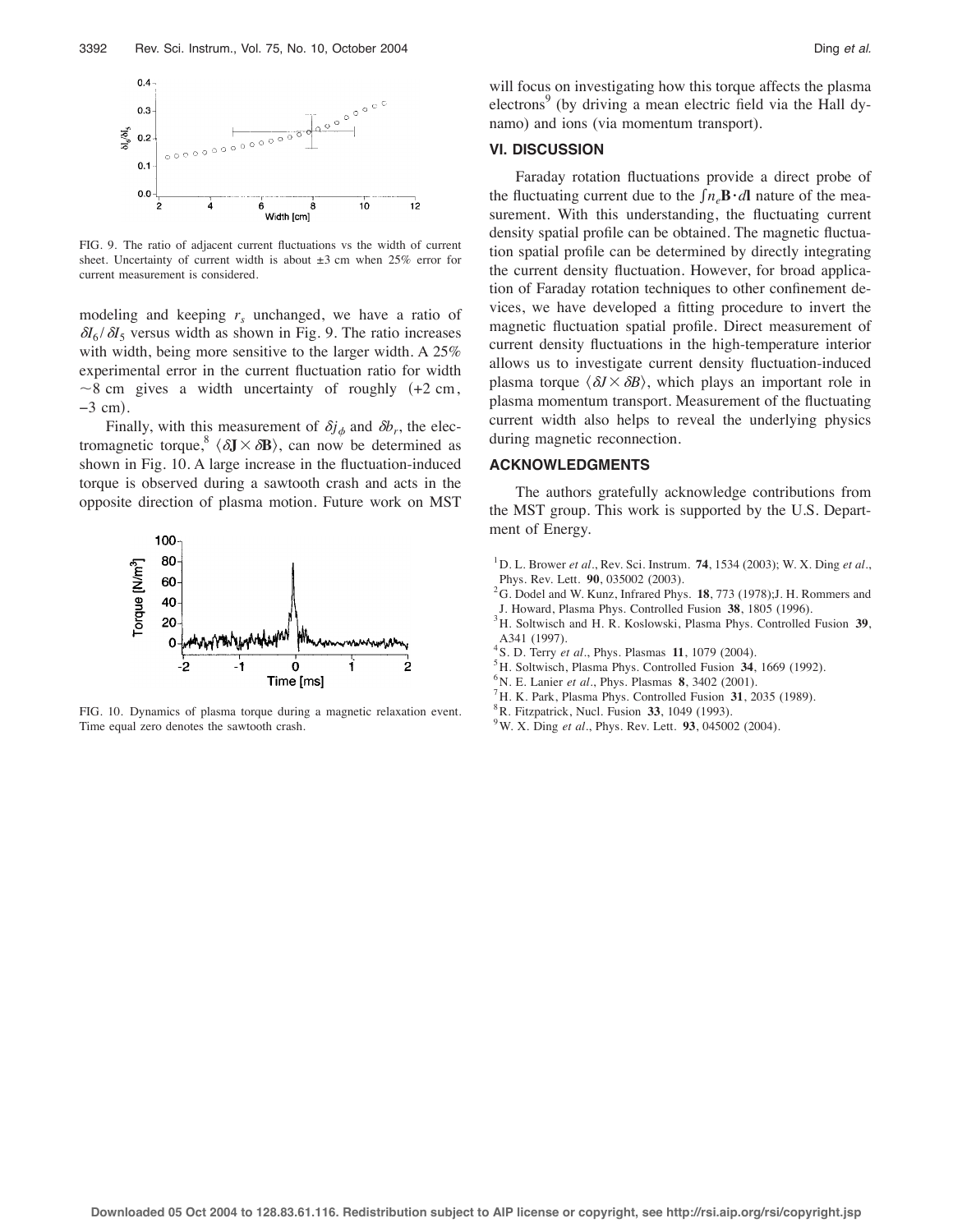0.4
0.3
$\delta I_6/\delta I_5$
0.2
0.1
0.0
2 4 6 8 10 12
Width [cm]

FIG. 9. The ratio of adjacent current fluctuations vs the width of current sheet. Uncertainty of current width is about ±3 cm when 25% error for current measurement is considered.

modeling and keeping $r_s$ unchanged, we have a ratio of $\delta I_6/\delta I_5$ versus width as shown in Fig. 9. The ratio increases with width, being more sensitive to the larger width. A 25% experimental error in the current fluctuation ratio for width $\sim$8 cm gives a width uncertainty of roughly (+2 cm, −3 cm).

Finally, with this measurement of $\delta j_\phi$ and $\delta b_r$, the electromagnetic torque,[8] $\langle \delta \mathbf{J} \times \delta \mathbf{B} \rangle$, can now be determined as shown in Fig. 10. A large increase in the fluctuation-induced torque is observed during a sawtooth crash and acts in the opposite direction of plasma motion. Future work on MST will focus on investigating how this torque affects the plasma electrons[9] (by driving a mean electric field via the Hall dynamo) and ions (via momentum transport).

100
80
60
40
20
0
Torque [N/m$^3$]
-2 -1 0 1 2
Time [ms]

FIG. 10. Dynamics of plasma torque during a magnetic relaxation event. Time equal zero denotes the sawtooth crash.

## VI. DISCUSSION

Faraday rotation fluctuations provide a direct probe of the fluctuating current due to the $\int n_e \mathbf{B} \cdot d\mathbf{l}$ nature of the measurement. With this understanding, the fluctuating current density spatial profile can be obtained. The magnetic fluctuation spatial profile can be determined by directly integrating the current density fluctuation. However, for broad application of Faraday rotation techniques to other confinement devices, we have developed a fitting procedure to invert the magnetic fluctuation spatial profile. Direct measurement of current density fluctuations in the high-temperature interior allows us to investigate current density fluctuation-induced plasma torque $\langle \delta J \times \delta B \rangle$, which plays an important role in plasma momentum transport. Measurement of the fluctuating current width also helps to reveal the underlying physics during magnetic reconnection.

## ACKNOWLEDGMENTS

The authors gratefully acknowledge contributions from the MST group. This work is supported by the U.S. Department of Energy.

[1] D. L. Brower *et al.*, Rev. Sci. Instrum. **74**, 1534 (2003); W. X. Ding *et al.*, Phys. Rev. Lett. **90**, 035002 (2003).
[2] G. Dodel and W. Kunz, Infrared Phys. **18**, 773 (1978); J. H. Rommers and J. Howard, Plasma Phys. Controlled Fusion **38**, 1805 (1996).
[3] H. Soltwisch and H. R. Koslowski, Plasma Phys. Controlled Fusion **39**, A341 (1997).
[4] S. D. Terry *et al.*, Phys. Plasmas **11**, 1079 (2004).
[5] H. Soltwisch, Plasma Phys. Controlled Fusion **34**, 1669 (1992).
[6] N. E. Lanier *et al.*, Phys. Plasmas **8**, 3402 (2001).
[7] H. K. Park, Plasma Phys. Controlled Fusion **31**, 2035 (1989).
[8] R. Fitzpatrick, Nucl. Fusion **33**, 1049 (1993).
[9] W. X. Ding *et al.*, Phys. Rev. Lett. **93**, 045002 (2004).